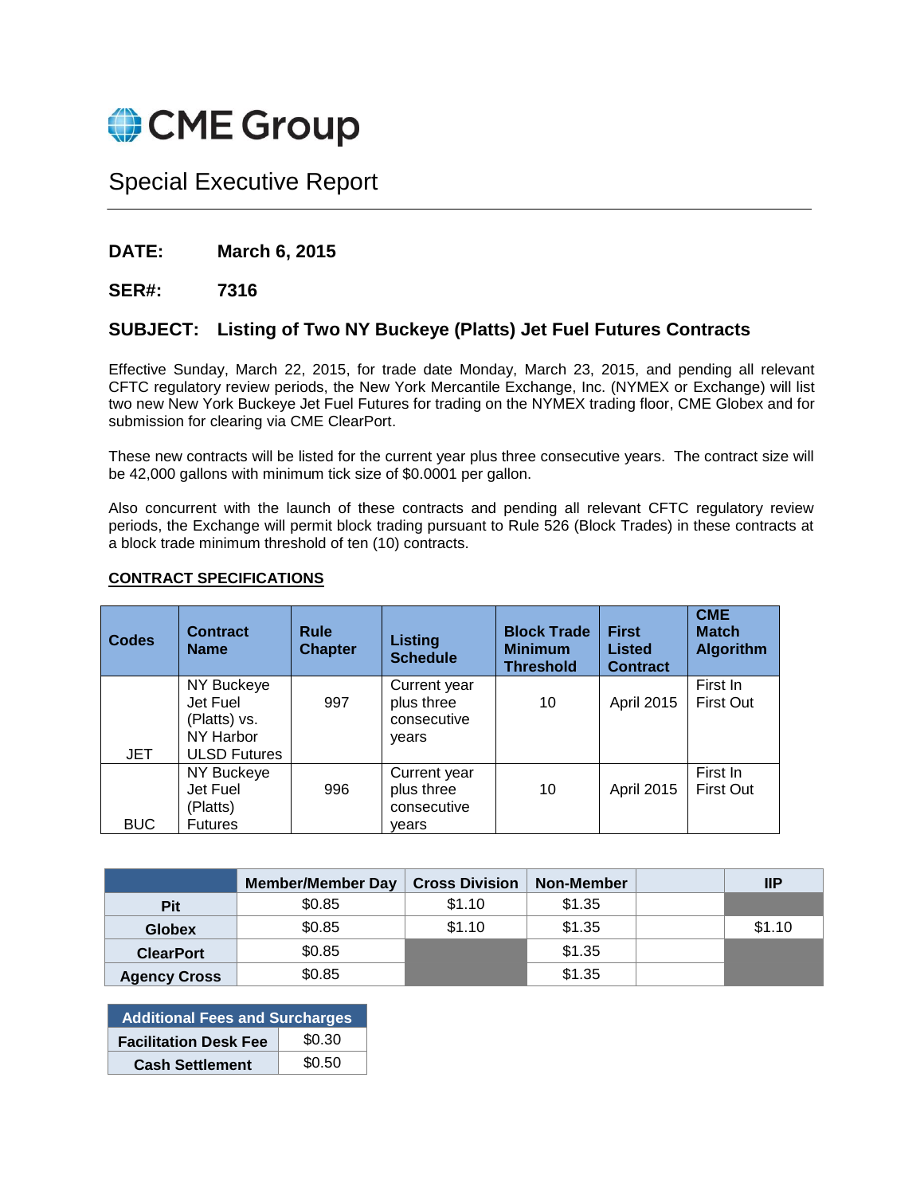# CME Group

## Special Executive Report

**DATE:** March 6, 2015

**SER#:** 7316

**SUBJECT: Listing of Two NY Buckeye (Platts) Jet Fuel Futures Contracts**

Effective Sunday, March 22, 2015, for trade date Monday, March 23, 2015, and pending all relevant CFTC regulatory review periods, the New York Mercantile Exchange, Inc. (NYMEX or Exchange) will list two new New York Buckeye Jet Fuel Futures for trading on the NYMEX trading floor, CME Globex and for submission for clearing via CME ClearPort.

These new contracts will be listed for the current year plus three consecutive years. The contract size will be 42,000 gallons with minimum tick size of $0.0001 per gallon.

Also concurrent with the launch of these contracts and pending all relevant CFTC regulatory review periods, the Exchange will permit block trading pursuant to Rule 526 (Block Trades) in these contracts at a block trade minimum threshold of ten (10) contracts.

**CONTRACT SPECIFICATIONS**

| Codes | Contract Name | Rule Chapter | Listing Schedule | Block Trade Minimum Threshold | First Listed Contract | CME Match Algorithm |
|---|---|---|---|---|---|---|
| JET | NY Buckeye Jet Fuel (Platts) vs. NY Harbor ULSD Futures | 997 | Current year plus three consecutive years | 10 | April 2015 | First In First Out |
| BUC | NY Buckeye Jet Fuel (Platts) Futures | 996 | Current year plus three consecutive years | 10 | April 2015 | First In First Out |

| | Member/Member Day | Cross Division | Non-Member | | IIP |
|---|---|---|---|---|---|
| **Pit** | $0.85 | $1.10 | $1.35 | | |
| **Globex** | $0.85 | $1.10 | $1.35 | | $1.10 |
| **ClearPort** | $0.85 | | $1.35 | | |
| **Agency Cross** | $0.85 | | $1.35 | | |

| Additional Fees and Surcharges | |
|---|---|
| **Facilitation Desk Fee** | $0.30 |
| **Cash Settlement** | $0.50 |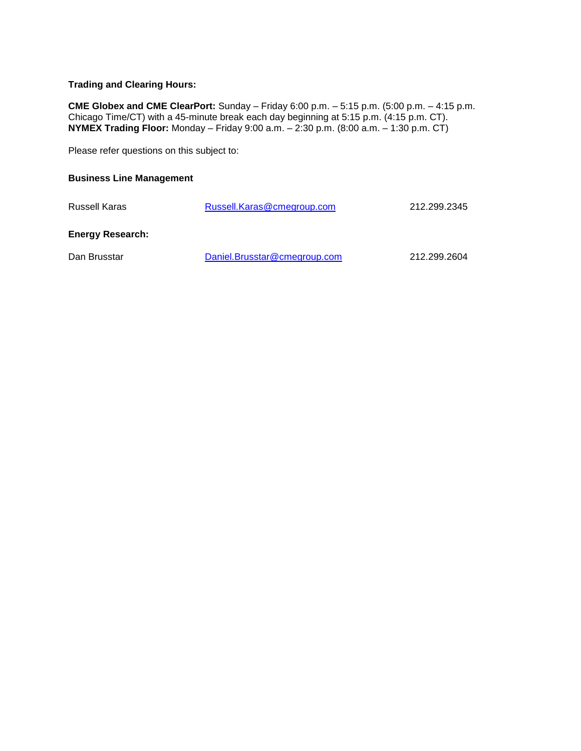**Trading and Clearing Hours:**

**CME Globex and CME ClearPort:** Sunday – Friday 6:00 p.m. – 5:15 p.m. (5:00 p.m. – 4:15 p.m. Chicago Time/CT) with a 45-minute break each day beginning at 5:15 p.m. (4:15 p.m. CT).
**NYMEX Trading Floor:** Monday – Friday 9:00 a.m. – 2:30 p.m. (8:00 a.m. – 1:30 p.m. CT)

Please refer questions on this subject to:

**Business Line Management**

| | | |
|---|---|---|
| Russell Karas | Russell.Karas@cmegroup.com | 212.299.2345 |

**Energy Research:**

| | | |
|---|---|---|
| Dan Brusstar | Daniel.Brusstar@cmegroup.com | 212.299.2604 |